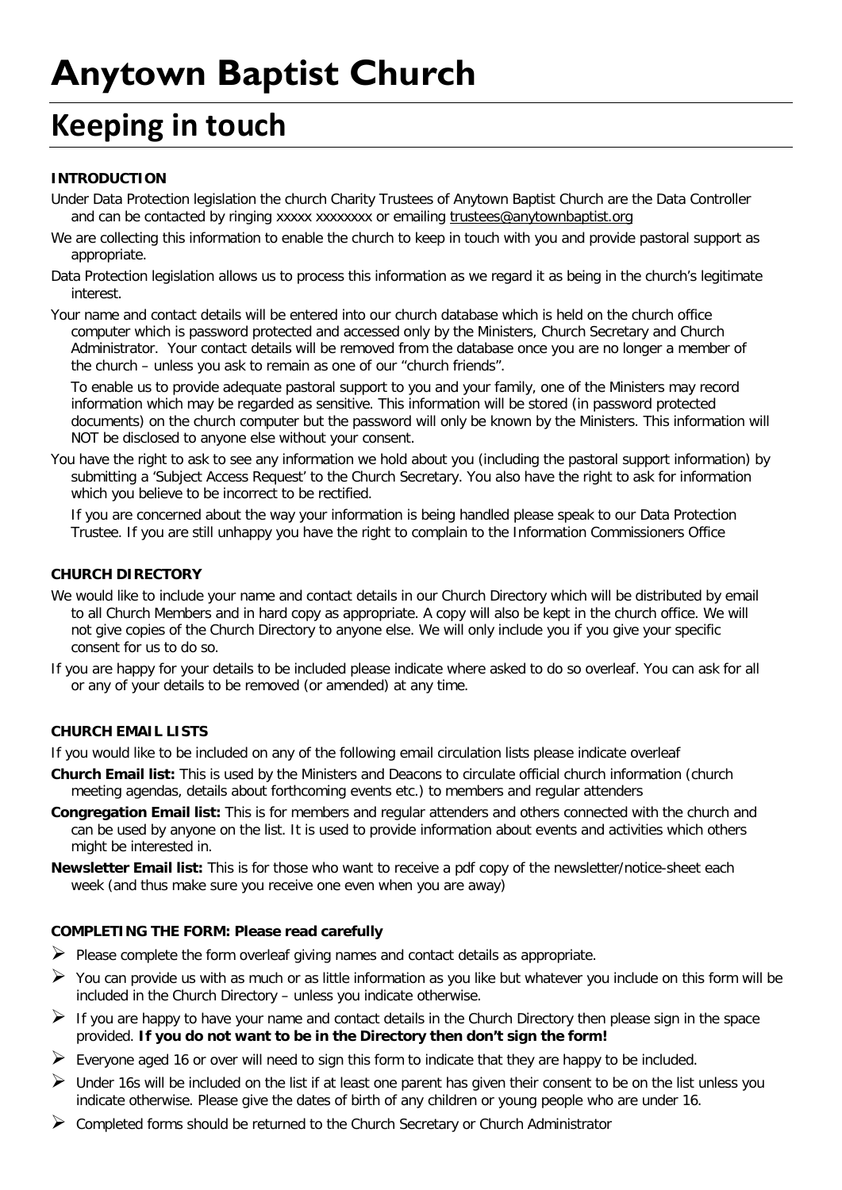# Anytown Baptist Church

## Keeping in touch

**INTRODUCTION**

Under Data Protection legislation the church Charity Trustees of Anytown Baptist Church are the Data Controller and can be contacted by ringing xxxxx xxxxxxxx or emailing trustees@anytownbaptist.org

We are collecting this information to enable the church to keep in touch with you and provide pastoral support as appropriate.

Data Protection legislation allows us to process this information as we regard it as being in the church's legitimate interest.

Your name and contact details will be entered into our church database which is held on the church office computer which is password protected and accessed only by the Ministers, Church Secretary and Church Administrator. Your contact details will be removed from the database once you are no longer a member of the church – unless you ask to remain as one of our "church friends".

To enable us to provide adequate pastoral support to you and your family, one of the Ministers may record information which may be regarded as sensitive. This information will be stored (in password protected documents) on the church computer but the password will only be known by the Ministers. This information will NOT be disclosed to anyone else without your consent.

You have the right to ask to see any information we hold about you (including the pastoral support information) by submitting a 'Subject Access Request' to the Church Secretary. You also have the right to ask for information which you believe to be incorrect to be rectified.

If you are concerned about the way your information is being handled please speak to our Data Protection Trustee. If you are still unhappy you have the right to complain to the Information Commissioners Office

**CHURCH DIRECTORY**

We would like to include your name and contact details in our Church Directory which will be distributed by email to all Church Members and in hard copy as appropriate. A copy will also be kept in the church office. We will not give copies of the Church Directory to anyone else. We will only include you if you give your specific consent for us to do so.

If you are happy for your details to be included please indicate where asked to do so overleaf. You can ask for all or any of your details to be removed (or amended) at any time.

**CHURCH EMAIL LISTS**

If you would like to be included on any of the following email circulation lists please indicate overleaf

**Church Email list:** This is used by the Ministers and Deacons to circulate official church information (church meeting agendas, details about forthcoming events etc.) to members and regular attenders

**Congregation Email list:** This is for members and regular attenders and others connected with the church and can be used by anyone on the list. It is used to provide information about events and activities which others might be interested in.

**Newsletter Email list:** This is for those who want to receive a pdf copy of the newsletter/notice-sheet each week (and thus make sure you receive one even when you are away)

**COMPLETING THE FORM: Please read carefully**

- Please complete the form overleaf giving names and contact details as appropriate.
- You can provide us with as much or as little information as you like but whatever you include on this form will be included in the Church Directory – unless you indicate otherwise.
- If you are happy to have your name and contact details in the Church Directory then please sign in the space provided. **If you do not want to be in the Directory then don't sign the form!**
- Everyone aged 16 or over will need to sign this form to indicate that they are happy to be included.
- Under 16s will be included on the list if at least one parent has given their consent to be on the list unless you indicate otherwise. Please give the dates of birth of any children or young people who are under 16.
- Completed forms should be returned to the Church Secretary or Church Administrator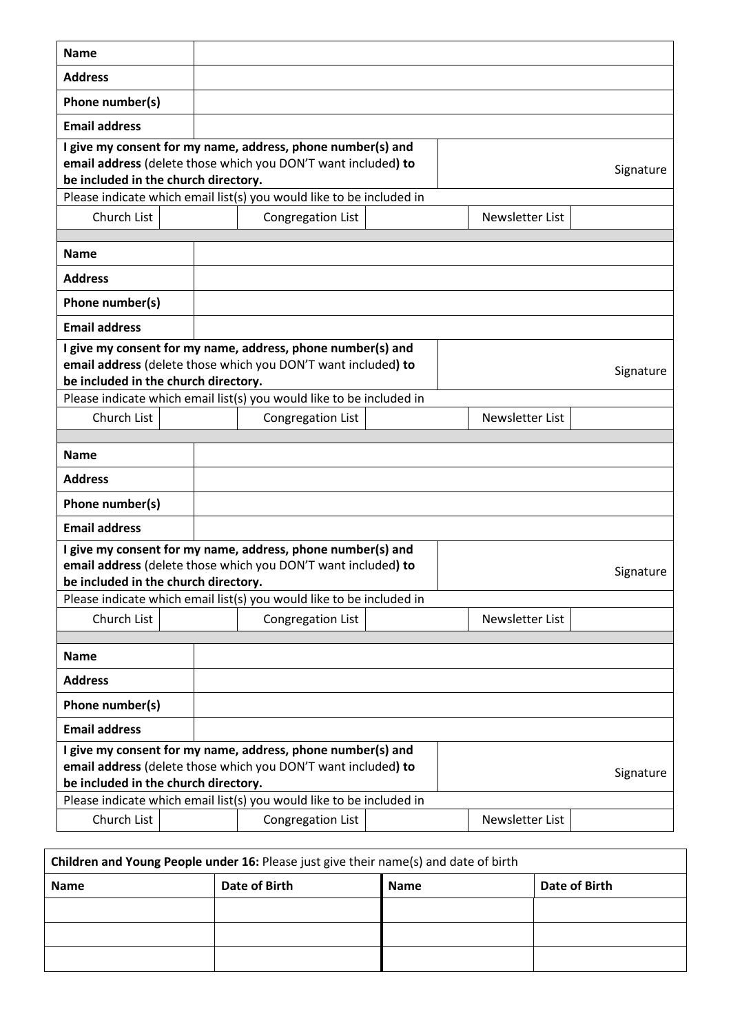| | | | | | |
|---|---|---|---|---|---|
| **Name** | | | | | |
| **Address** | | | | | |
| **Phone number(s)** | | | | | |
| **Email address** | | | | | |
| **I give my consent for my name, address, phone number(s) and email address** (delete those which you DON'T want included**) to be included in the church directory.** | | | | Signature | |
| Please indicate which email list(s) you would like to be included in | | | | | |
| Church List | | Congregation List | | Newsletter List | |

| | | | | | |
|---|---|---|---|---|---|
| **Name** | | | | | |
| **Address** | | | | | |
| **Phone number(s)** | | | | | |
| **Email address** | | | | | |
| **I give my consent for my name, address, phone number(s) and email address** (delete those which you DON'T want included**) to be included in the church directory.** | | | | Signature | |
| Please indicate which email list(s) you would like to be included in | | | | | |
| Church List | | Congregation List | | Newsletter List | |

| | | | | | |
|---|---|---|---|---|---|
| **Name** | | | | | |
| **Address** | | | | | |
| **Phone number(s)** | | | | | |
| **Email address** | | | | | |
| **I give my consent for my name, address, phone number(s) and email address** (delete those which you DON'T want included**) to be included in the church directory.** | | | | Signature | |
| Please indicate which email list(s) you would like to be included in | | | | | |
| Church List | | Congregation List | | Newsletter List | |

| | | | | | |
|---|---|---|---|---|---|
| **Name** | | | | | |
| **Address** | | | | | |
| **Phone number(s)** | | | | | |
| **Email address** | | | | | |
| **I give my consent for my name, address, phone number(s) and email address** (delete those which you DON'T want included**) to be included in the church directory.** | | | | Signature | |
| Please indicate which email list(s) you would like to be included in | | | | | |
| Church List | | Congregation List | | Newsletter List | |

| **Children and Young People under 16:** Please just give their name(s) and date of birth | | | |
|---|---|---|---|
| **Name** | **Date of Birth** | **Name** | **Date of Birth** |
| | | | |
| | | | |
| | | | |